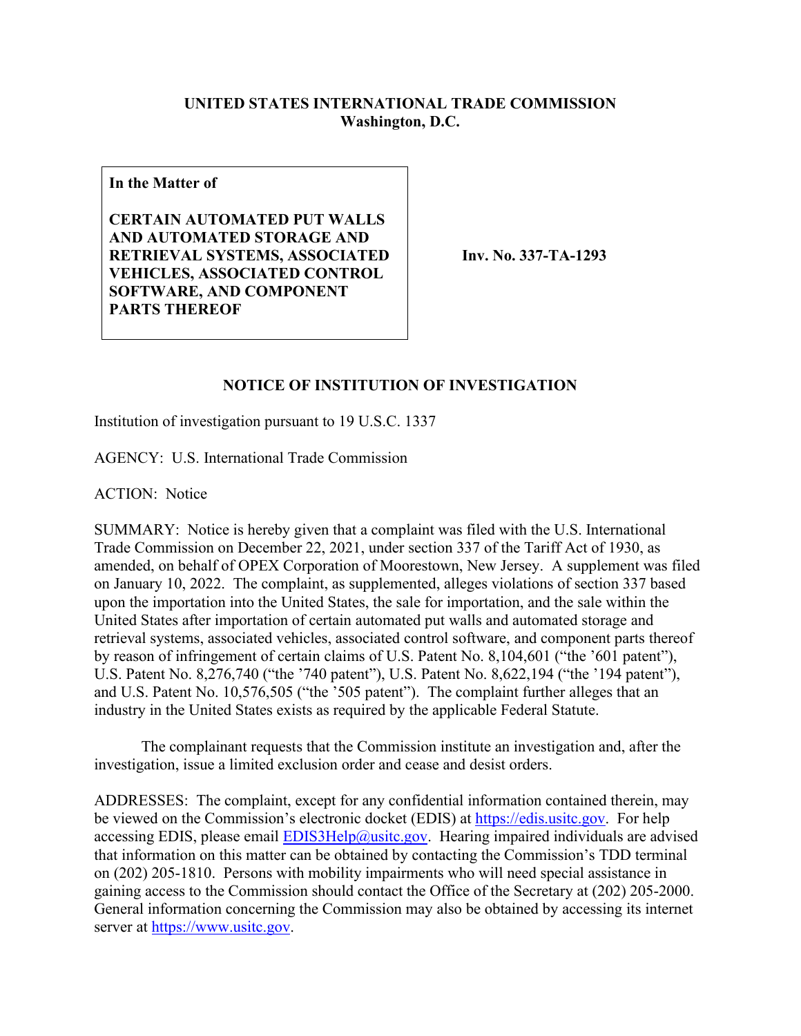**UNITED STATES INTERNATIONAL TRADE COMMISSION**
**Washington, D.C.**

| **In the Matter of**<br><br>**CERTAIN AUTOMATED PUT WALLS AND AUTOMATED STORAGE AND RETRIEVAL SYSTEMS, ASSOCIATED VEHICLES, ASSOCIATED CONTROL SOFTWARE, AND COMPONENT PARTS THEREOF** | **Inv. No. 337-TA-1293** |
|---|---|

**NOTICE OF INSTITUTION OF INVESTIGATION**

Institution of investigation pursuant to 19 U.S.C. 1337

AGENCY: U.S. International Trade Commission

ACTION: Notice

SUMMARY: Notice is hereby given that a complaint was filed with the U.S. International Trade Commission on December 22, 2021, under section 337 of the Tariff Act of 1930, as amended, on behalf of OPEX Corporation of Moorestown, New Jersey. A supplement was filed on January 10, 2022. The complaint, as supplemented, alleges violations of section 337 based upon the importation into the United States, the sale for importation, and the sale within the United States after importation of certain automated put walls and automated storage and retrieval systems, associated vehicles, associated control software, and component parts thereof by reason of infringement of certain claims of U.S. Patent No. 8,104,601 ("the '601 patent"), U.S. Patent No. 8,276,740 ("the '740 patent"), U.S. Patent No. 8,622,194 ("the '194 patent"), and U.S. Patent No. 10,576,505 ("the '505 patent"). The complaint further alleges that an industry in the United States exists as required by the applicable Federal Statute.

The complainant requests that the Commission institute an investigation and, after the investigation, issue a limited exclusion order and cease and desist orders.

ADDRESSES: The complaint, except for any confidential information contained therein, may be viewed on the Commission's electronic docket (EDIS) at https://edis.usitc.gov. For help accessing EDIS, please email EDIS3Help@usitc.gov. Hearing impaired individuals are advised that information on this matter can be obtained by contacting the Commission's TDD terminal on (202) 205-1810. Persons with mobility impairments who will need special assistance in gaining access to the Commission should contact the Office of the Secretary at (202) 205-2000. General information concerning the Commission may also be obtained by accessing its internet server at https://www.usitc.gov.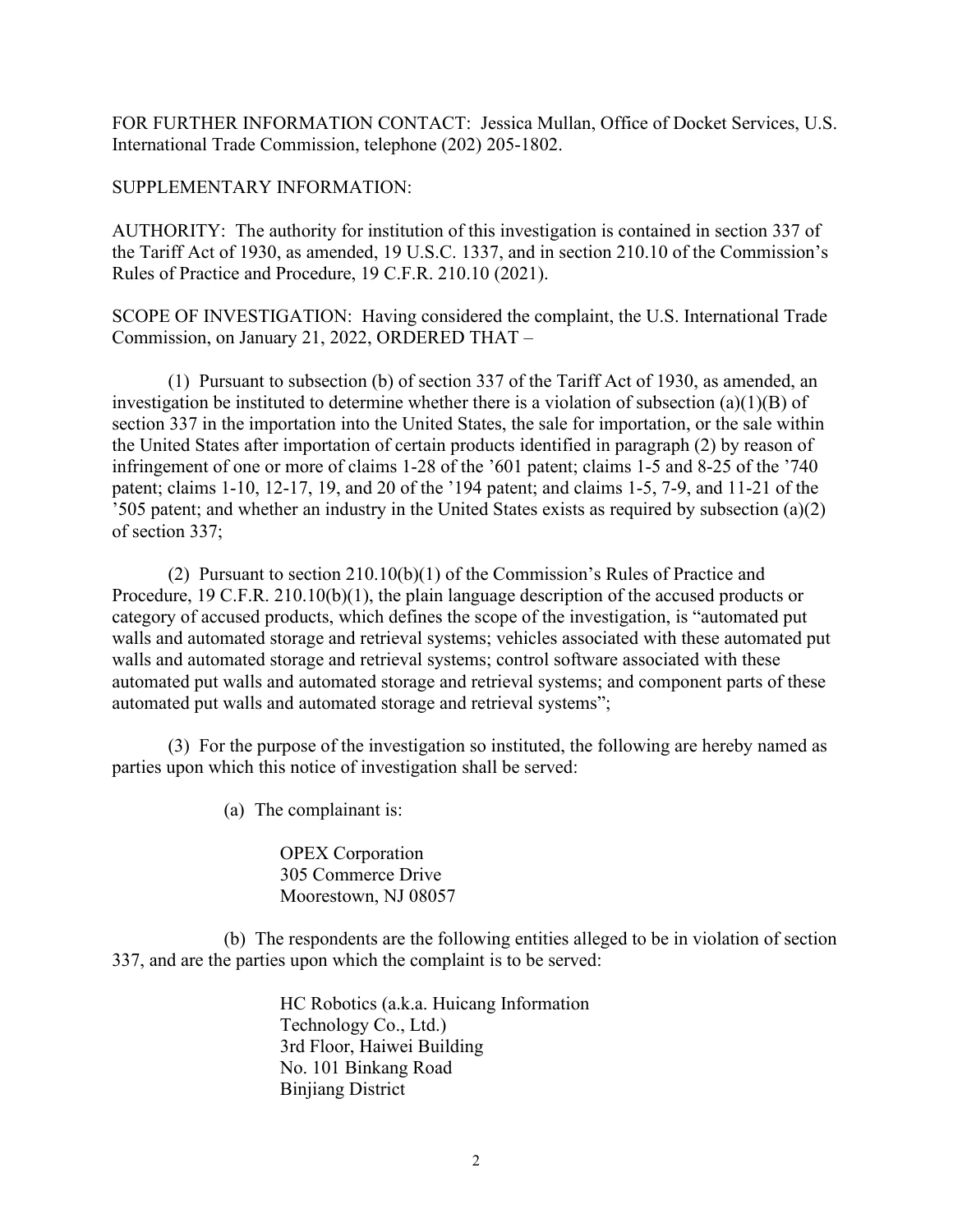FOR FURTHER INFORMATION CONTACT: Jessica Mullan, Office of Docket Services, U.S. International Trade Commission, telephone (202) 205-1802.

SUPPLEMENTARY INFORMATION:

AUTHORITY: The authority for institution of this investigation is contained in section 337 of the Tariff Act of 1930, as amended, 19 U.S.C. 1337, and in section 210.10 of the Commission's Rules of Practice and Procedure, 19 C.F.R. 210.10 (2021).

SCOPE OF INVESTIGATION: Having considered the complaint, the U.S. International Trade Commission, on January 21, 2022, ORDERED THAT –

(1) Pursuant to subsection (b) of section 337 of the Tariff Act of 1930, as amended, an investigation be instituted to determine whether there is a violation of subsection (a)(1)(B) of section 337 in the importation into the United States, the sale for importation, or the sale within the United States after importation of certain products identified in paragraph (2) by reason of infringement of one or more of claims 1-28 of the '601 patent; claims 1-5 and 8-25 of the '740 patent; claims 1-10, 12-17, 19, and 20 of the '194 patent; and claims 1-5, 7-9, and 11-21 of the '505 patent; and whether an industry in the United States exists as required by subsection (a)(2) of section 337;

(2) Pursuant to section 210.10(b)(1) of the Commission's Rules of Practice and Procedure, 19 C.F.R. 210.10(b)(1), the plain language description of the accused products or category of accused products, which defines the scope of the investigation, is "automated put walls and automated storage and retrieval systems; vehicles associated with these automated put walls and automated storage and retrieval systems; control software associated with these automated put walls and automated storage and retrieval systems; and component parts of these automated put walls and automated storage and retrieval systems";

(3) For the purpose of the investigation so instituted, the following are hereby named as parties upon which this notice of investigation shall be served:

(a) The complainant is:

OPEX Corporation
305 Commerce Drive
Moorestown, NJ 08057

(b) The respondents are the following entities alleged to be in violation of section 337, and are the parties upon which the complaint is to be served:

HC Robotics (a.k.a. Huicang Information Technology Co., Ltd.)
3rd Floor, Haiwei Building
No. 101 Binkang Road
Binjiang District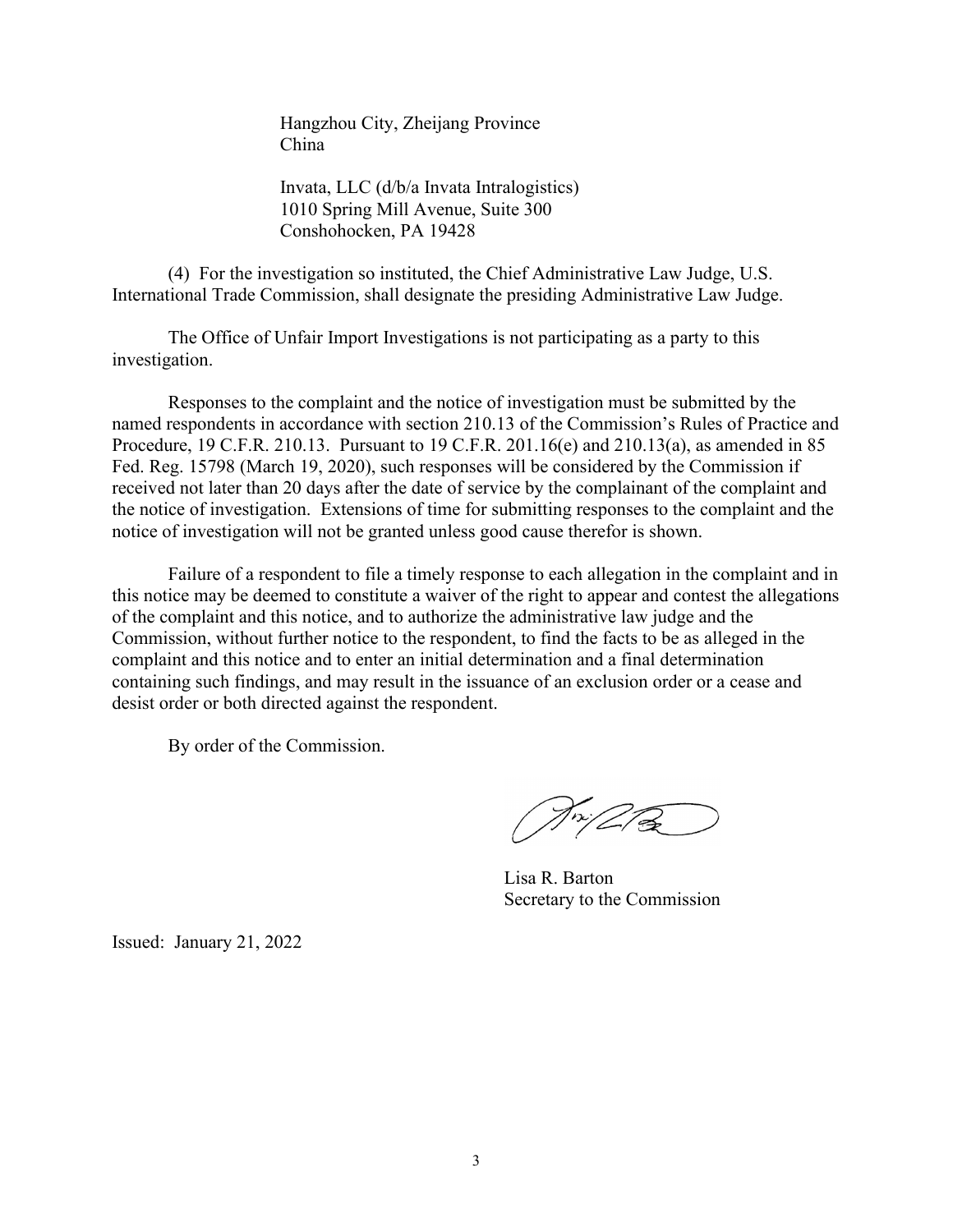Hangzhou City, Zheijang Province
China

Invata, LLC (d/b/a Invata Intralogistics)
1010 Spring Mill Avenue, Suite 300
Conshohocken, PA 19428

(4) For the investigation so instituted, the Chief Administrative Law Judge, U.S. International Trade Commission, shall designate the presiding Administrative Law Judge.

The Office of Unfair Import Investigations is not participating as a party to this investigation.

Responses to the complaint and the notice of investigation must be submitted by the named respondents in accordance with section 210.13 of the Commission's Rules of Practice and Procedure, 19 C.F.R. 210.13. Pursuant to 19 C.F.R. 201.16(e) and 210.13(a), as amended in 85 Fed. Reg. 15798 (March 19, 2020), such responses will be considered by the Commission if received not later than 20 days after the date of service by the complainant of the complaint and the notice of investigation. Extensions of time for submitting responses to the complaint and the notice of investigation will not be granted unless good cause therefor is shown.

Failure of a respondent to file a timely response to each allegation in the complaint and in this notice may be deemed to constitute a waiver of the right to appear and contest the allegations of the complaint and this notice, and to authorize the administrative law judge and the Commission, without further notice to the respondent, to find the facts to be as alleged in the complaint and this notice and to enter an initial determination and a final determination containing such findings, and may result in the issuance of an exclusion order or a cease and desist order or both directed against the respondent.

By order of the Commission.

Lisa R. Barton
Secretary to the Commission

Issued: January 21, 2022